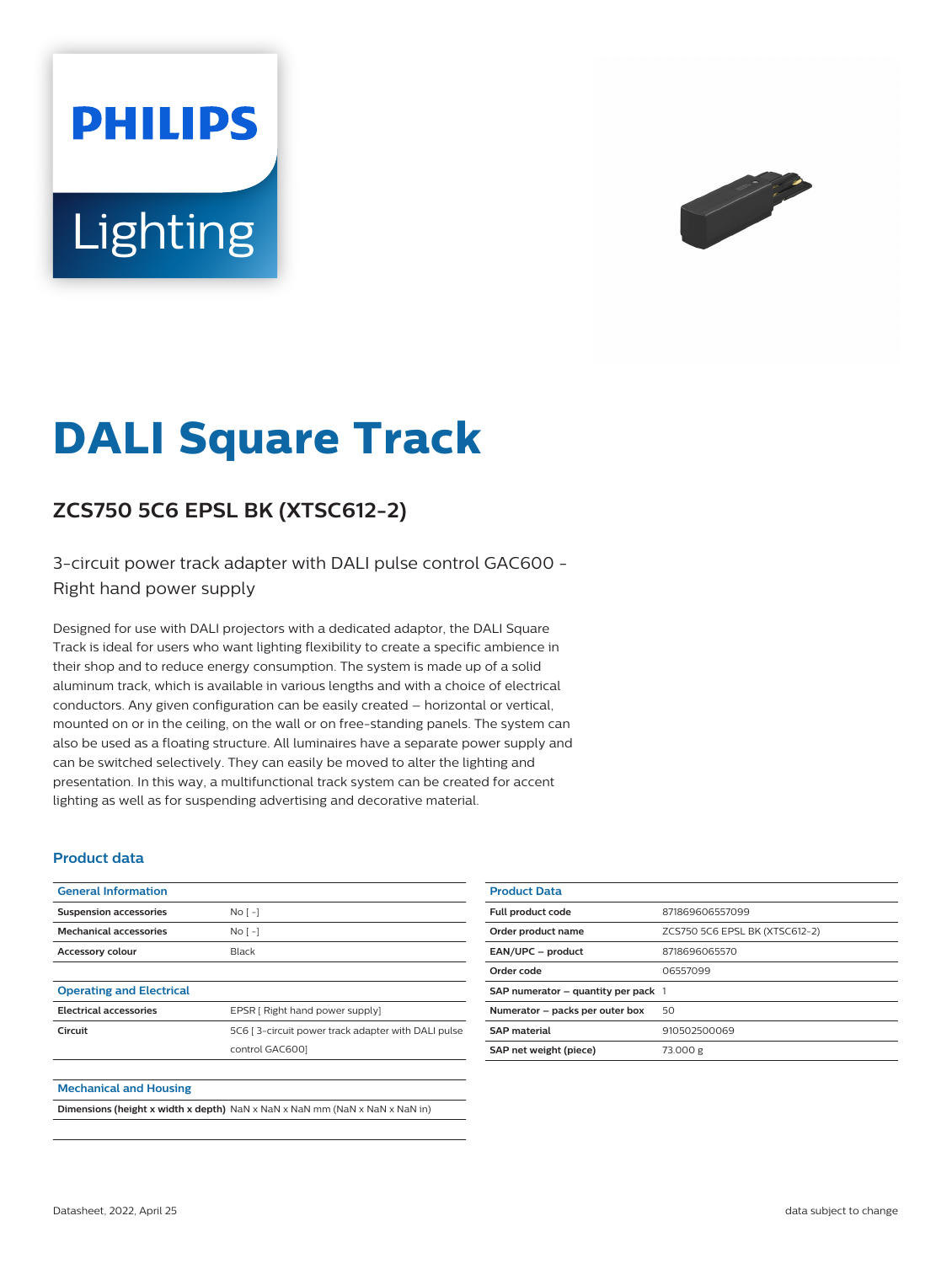# DALI Square Track

## ZCS750 5C6 EPSL BK (XTSC612-2)

3-circuit power track adapter with DALI pulse control GAC600 - Right hand power supply

Designed for use with DALI projectors with a dedicated adaptor, the DALI Square Track is ideal for users who want lighting flexibility to create a specific ambience in their shop and to reduce energy consumption. The system is made up of a solid aluminum track, which is available in various lengths and with a choice of electrical conductors. Any given configuration can be easily created – horizontal or vertical, mounted on or in the ceiling, on the wall or on free-standing panels. The system can also be used as a floating structure. All luminaires have a separate power supply and can be switched selectively. They can easily be moved to alter the lighting and presentation. In this way, a multifunctional track system can be created for accent lighting as well as for suspending advertising and decorative material.

### Product data

| General Information | |
|---|---|
| Suspension accessories | No [ -] |
| Mechanical accessories | No [ -] |
| Accessory colour | Black |

| Operating and Electrical | |
|---|---|
| Electrical accessories | EPSR [ Right hand power supply] |
| Circuit | 5C6 [ 3-circuit power track adapter with DALI pulse control GAC600] |

| Mechanical and Housing | |
|---|---|
| Dimensions (height x width x depth) | NaN x NaN x NaN mm (NaN x NaN x NaN in) |

| Product Data | |
|---|---|
| Full product code | 871869606557099 |
| Order product name | ZCS750 5C6 EPSL BK (XTSC612-2) |
| EAN/UPC – product | 8718696065570 |
| Order code | 06557099 |
| SAP numerator – quantity per pack | 1 |
| Numerator – packs per outer box | 50 |
| SAP material | 910502500069 |
| SAP net weight (piece) | 73.000 g |

Datasheet, 2022, April 25

data subject to change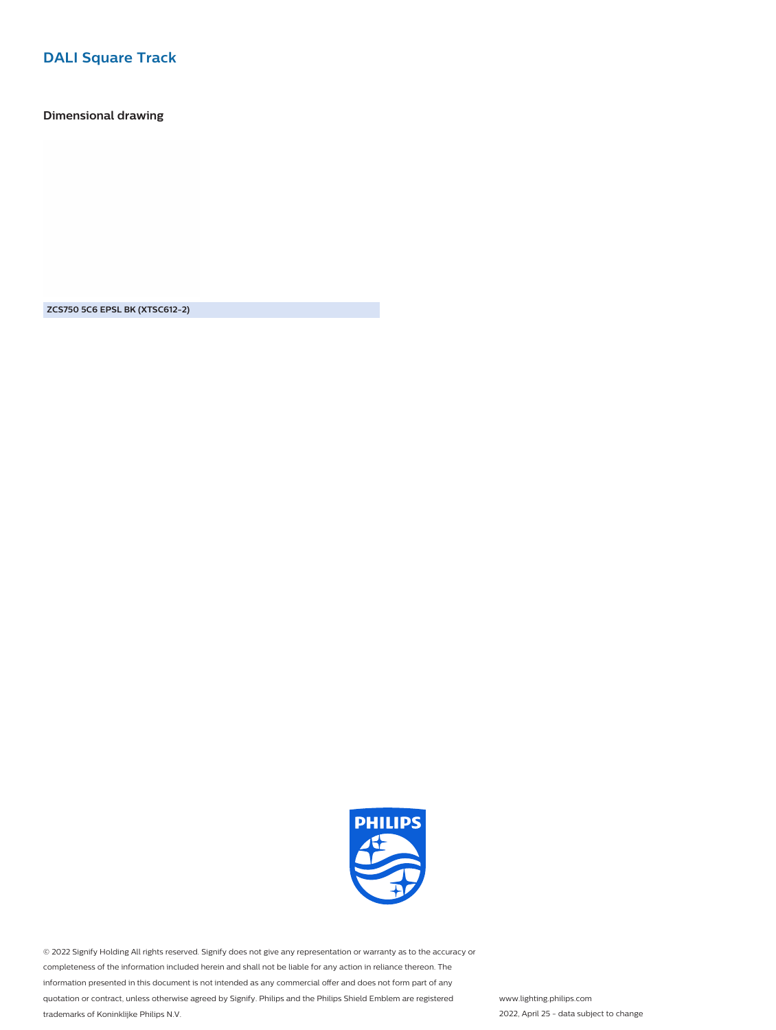# DALI Square Track

## Dimensional drawing

**ZCS750 5C6 EPSL BK (XTSC612-2)**

© 2022 Signify Holding All rights reserved. Signify does not give any representation or warranty as to the accuracy or completeness of the information included herein and shall not be liable for any action in reliance thereon. The information presented in this document is not intended as any commercial offer and does not form part of any quotation or contract, unless otherwise agreed by Signify. Philips and the Philips Shield Emblem are registered trademarks of Koninklijke Philips N.V.

www.lighting.philips.com

2022, April 25 - data subject to change